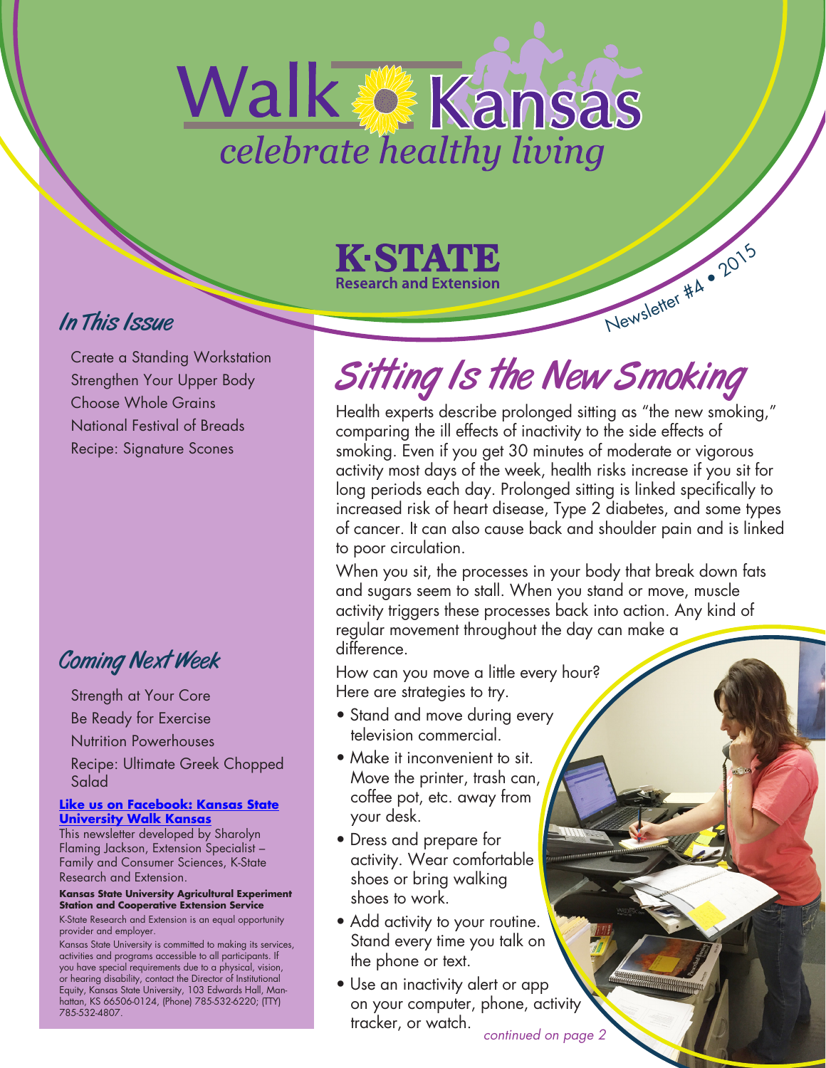# Walk Kansas

*celebrate healthy living*

K·STATE Research and Extension

Newsletter #4 • 2015

## In This Issue

Create a Standing Workstation
Strengthen Your Upper Body
Choose Whole Grains
National Festival of Breads
Recipe: Signature Scones

## Coming Next Week

Strength at Your Core
Be Ready for Exercise
Nutrition Powerhouses
Recipe: Ultimate Greek Chopped Salad

**Like us on Facebook: Kansas State University Walk Kansas**

This newsletter developed by Sharolyn Flaming Jackson, Extension Specialist – Family and Consumer Sciences, K-State Research and Extension.

**Kansas State University Agricultural Experiment Station and Cooperative Extension Service**

K-State Research and Extension is an equal opportunity provider and employer.

Kansas State University is committed to making its services, activities and programs accessible to all participants. If you have special requirements due to a physical, vision, or hearing disability, contact the Director of Institutional Equity, Kansas State University, 103 Edwards Hall, Manhattan, KS 66506-0124, (Phone) 785-532-6220; (TTY) 785-532-4807.

# Sitting Is the New Smoking

Health experts describe prolonged sitting as "the new smoking," comparing the ill effects of inactivity to the side effects of smoking. Even if you get 30 minutes of moderate or vigorous activity most days of the week, health risks increase if you sit for long periods each day. Prolonged sitting is linked specifically to increased risk of heart disease, Type 2 diabetes, and some types of cancer. It can also cause back and shoulder pain and is linked to poor circulation.

When you sit, the processes in your body that break down fats and sugars seem to stall. When you stand or move, muscle activity triggers these processes back into action. Any kind of regular movement throughout the day can make a difference.

How can you move a little every hour? Here are strategies to try.

- Stand and move during every television commercial.
- Make it inconvenient to sit. Move the printer, trash can, coffee pot, etc. away from your desk.
- Dress and prepare for activity. Wear comfortable shoes or bring walking shoes to work.
- Add activity to your routine. Stand every time you talk on the phone or text.
- Use an inactivity alert or app on your computer, phone, activity tracker, or watch.

*continued on page 2*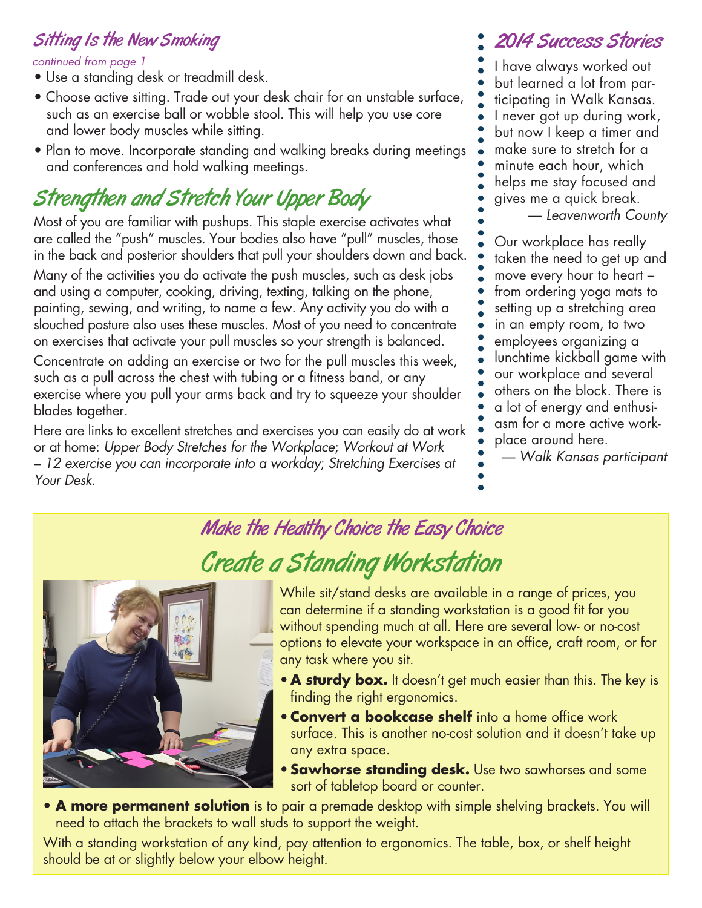## Sitting Is the New Smoking

*continued from page 1*

- Use a standing desk or treadmill desk.
- Choose active sitting. Trade out your desk chair for an unstable surface, such as an exercise ball or wobble stool. This will help you use core and lower body muscles while sitting.
- Plan to move. Incorporate standing and walking breaks during meetings and conferences and hold walking meetings.

## Strengthen and Stretch Your Upper Body

Most of you are familiar with pushups. This staple exercise activates what are called the "push" muscles. Your bodies also have "pull" muscles, those in the back and posterior shoulders that pull your shoulders down and back. Many of the activities you do activate the push muscles, such as desk jobs and using a computer, cooking, driving, texting, talking on the phone, painting, sewing, and writing, to name a few. Any activity you do with a slouched posture also uses these muscles. Most of you need to concentrate on exercises that activate your pull muscles so your strength is balanced.

Concentrate on adding an exercise or two for the pull muscles this week, such as a pull across the chest with tubing or a fitness band, or any exercise where you pull your arms back and try to squeeze your shoulder blades together.

Here are links to excellent stretches and exercises you can easily do at work or at home: *Upper Body Stretches for the Workplace*; *Workout at Work – 12 exercise you can incorporate into a workday*; *Stretching Exercises at Your Desk*.

## 2014 Success Stories

I have always worked out but learned a lot from participating in Walk Kansas. I never got up during work, but now I keep a timer and make sure to stretch for a minute each hour, which helps me stay focused and gives me a quick break.

*— Leavenworth County*

Our workplace has really taken the need to get up and move every hour to heart – from ordering yoga mats to setting up a stretching area in an empty room, to two employees organizing a lunchtime kickball game with our workplace and several others on the block. There is a lot of energy and enthusiasm for a more active workplace around here.

*— Walk Kansas participant*

## Make the Healthy Choice the Easy Choice

## Create a Standing Workstation

While sit/stand desks are available in a range of prices, you can determine if a standing workstation is a good fit for you without spending much at all. Here are several low- or no-cost options to elevate your workspace in an office, craft room, or for any task where you sit.

- **A sturdy box.** It doesn't get much easier than this. The key is finding the right ergonomics.
- **Convert a bookcase shelf** into a home office work surface. This is another no-cost solution and it doesn't take up any extra space.
- **Sawhorse standing desk.** Use two sawhorses and some sort of tabletop board or counter.
- **A more permanent solution** is to pair a premade desktop with simple shelving brackets. You will need to attach the brackets to wall studs to support the weight.

With a standing workstation of any kind, pay attention to ergonomics. The table, box, or shelf height should be at or slightly below your elbow height.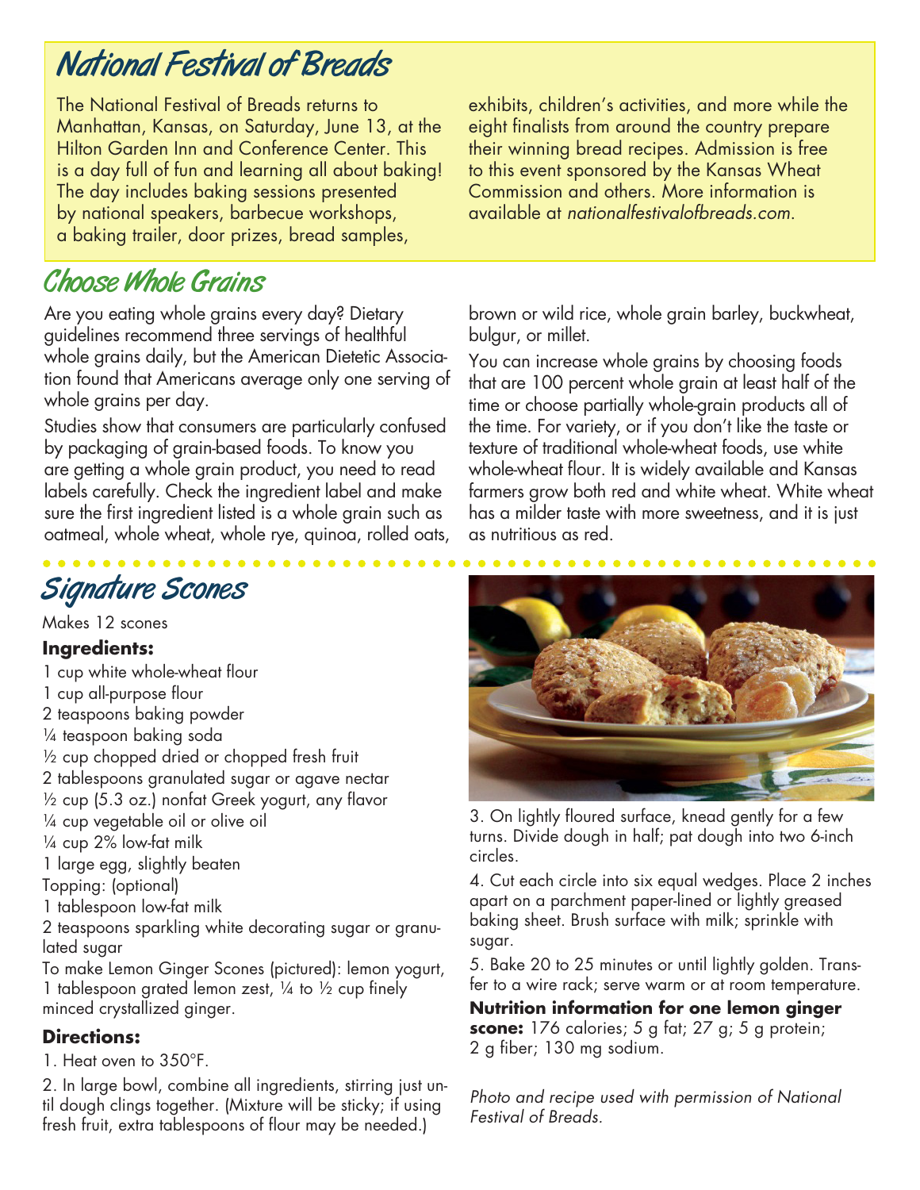## National Festival of Breads

The National Festival of Breads returns to Manhattan, Kansas, on Saturday, June 13, at the Hilton Garden Inn and Conference Center. This is a day full of fun and learning all about baking! The day includes baking sessions presented by national speakers, barbecue workshops, a baking trailer, door prizes, bread samples, exhibits, children's activities, and more while the eight finalists from around the country prepare their winning bread recipes. Admission is free to this event sponsored by the Kansas Wheat Commission and others. More information is available at *nationalfestivalofbreads.com*.

## Choose Whole Grains

Are you eating whole grains every day? Dietary guidelines recommend three servings of healthful whole grains daily, but the American Dietetic Association found that Americans average only one serving of whole grains per day.

Studies show that consumers are particularly confused by packaging of grain-based foods. To know you are getting a whole grain product, you need to read labels carefully. Check the ingredient label and make sure the first ingredient listed is a whole grain such as oatmeal, whole wheat, whole rye, quinoa, rolled oats, brown or wild rice, whole grain barley, buckwheat, bulgur, or millet.

You can increase whole grains by choosing foods that are 100 percent whole grain at least half of the time or choose partially whole-grain products all of the time. For variety, or if you don't like the taste or texture of traditional whole-wheat foods, use white whole-wheat flour. It is widely available and Kansas farmers grow both red and white wheat. White wheat has a milder taste with more sweetness, and it is just as nutritious as red.

## Signature Scones

Makes 12 scones

**Ingredients:**

1 cup white whole-wheat flour
1 cup all-purpose flour
2 teaspoons baking powder
¼ teaspoon baking soda
½ cup chopped dried or chopped fresh fruit
2 tablespoons granulated sugar or agave nectar
½ cup (5.3 oz.) nonfat Greek yogurt, any flavor
¼ cup vegetable oil or olive oil
¼ cup 2% low-fat milk
1 large egg, slightly beaten
Topping: (optional)
1 tablespoon low-fat milk
2 teaspoons sparkling white decorating sugar or granulated sugar

To make Lemon Ginger Scones (pictured): lemon yogurt, 1 tablespoon grated lemon zest, ¼ to ½ cup finely minced crystallized ginger.

**Directions:**

1. Heat oven to 350°F.
2. In large bowl, combine all ingredients, stirring just until dough clings together. (Mixture will be sticky; if using fresh fruit, extra tablespoons of flour may be needed.)
3. On lightly floured surface, knead gently for a few turns. Divide dough in half; pat dough into two 6-inch circles.
4. Cut each circle into six equal wedges. Place 2 inches apart on a parchment paper-lined or lightly greased baking sheet. Brush surface with milk; sprinkle with sugar.
5. Bake 20 to 25 minutes or until lightly golden. Transfer to a wire rack; serve warm or at room temperature.

**Nutrition information for one lemon ginger scone:** 176 calories; 5 g fat; 27 g; 5 g protein; 2 g fiber; 130 mg sodium.

*Photo and recipe used with permission of National Festival of Breads.*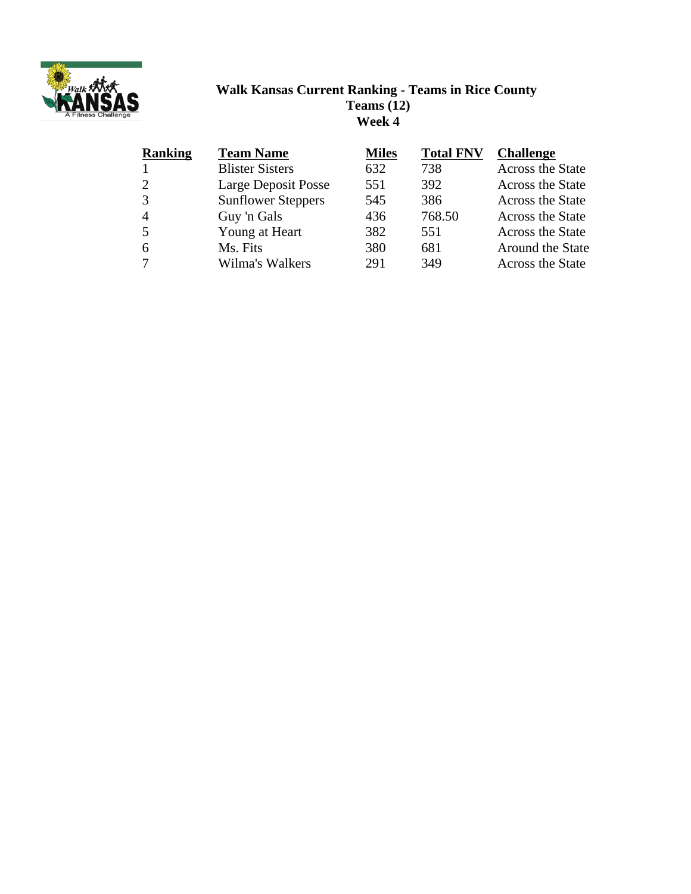**Walk Kansas Current Ranking - Teams in Rice County**
**Teams (12)**
**Week 4**

| Ranking | Team Name | Miles | Total FNV | Challenge |
|---|---|---|---|---|
| 1 | Blister Sisters | 632 | 738 | Across the State |
| 2 | Large Deposit Posse | 551 | 392 | Across the State |
| 3 | Sunflower Steppers | 545 | 386 | Across the State |
| 4 | Guy 'n Gals | 436 | 768.50 | Across the State |
| 5 | Young at Heart | 382 | 551 | Across the State |
| 6 | Ms. Fits | 380 | 681 | Around the State |
| 7 | Wilma's Walkers | 291 | 349 | Across the State |